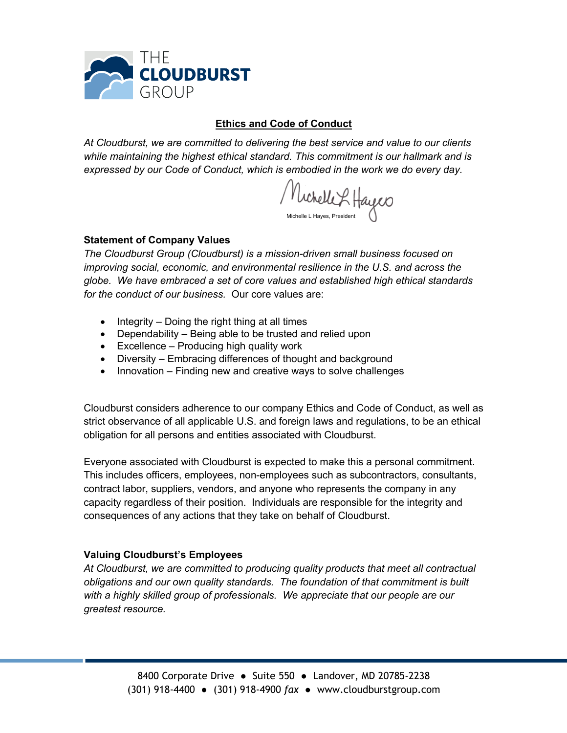THE CLOUDBURST GROUP

# Ethics and Code of Conduct

*At Cloudburst, we are committed to delivering the best service and value to our clients while maintaining the highest ethical standard. This commitment is our hallmark and is expressed by our Code of Conduct, which is embodied in the work we do every day.*

Michelle L Hayes, President

## Statement of Company Values

*The Cloudburst Group (Cloudburst) is a mission-driven small business focused on improving social, economic, and environmental resilience in the U.S. and across the globe. We have embraced a set of core values and established high ethical standards for the conduct of our business.* Our core values are:

- Integrity – Doing the right thing at all times
- Dependability – Being able to be trusted and relied upon
- Excellence – Producing high quality work
- Diversity – Embracing differences of thought and background
- Innovation – Finding new and creative ways to solve challenges

Cloudburst considers adherence to our company Ethics and Code of Conduct, as well as strict observance of all applicable U.S. and foreign laws and regulations, to be an ethical obligation for all persons and entities associated with Cloudburst.

Everyone associated with Cloudburst is expected to make this a personal commitment. This includes officers, employees, non-employees such as subcontractors, consultants, contract labor, suppliers, vendors, and anyone who represents the company in any capacity regardless of their position. Individuals are responsible for the integrity and consequences of any actions that they take on behalf of Cloudburst.

## Valuing Cloudburst's Employees

*At Cloudburst, we are committed to producing quality products that meet all contractual obligations and our own quality standards. The foundation of that commitment is built with a highly skilled group of professionals. We appreciate that our people are our greatest resource.*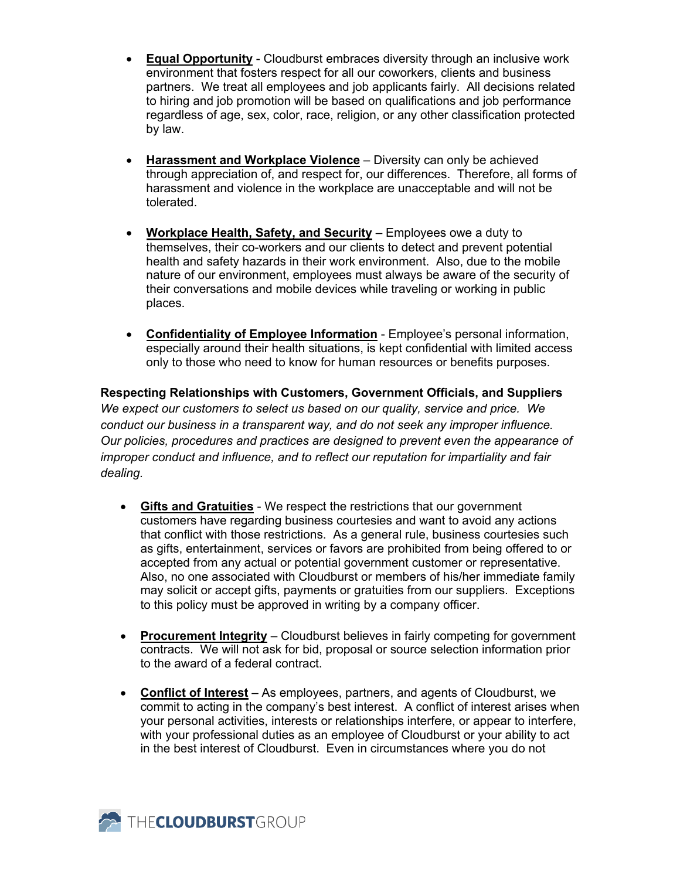- **Equal Opportunity** - Cloudburst embraces diversity through an inclusive work environment that fosters respect for all our coworkers, clients and business partners. We treat all employees and job applicants fairly. All decisions related to hiring and job promotion will be based on qualifications and job performance regardless of age, sex, color, race, religion, or any other classification protected by law.

- **Harassment and Workplace Violence** – Diversity can only be achieved through appreciation of, and respect for, our differences. Therefore, all forms of harassment and violence in the workplace are unacceptable and will not be tolerated.

- **Workplace Health, Safety, and Security** – Employees owe a duty to themselves, their co-workers and our clients to detect and prevent potential health and safety hazards in their work environment. Also, due to the mobile nature of our environment, employees must always be aware of the security of their conversations and mobile devices while traveling or working in public places.

- **Confidentiality of Employee Information** - Employee's personal information, especially around their health situations, is kept confidential with limited access only to those who need to know for human resources or benefits purposes.

**Respecting Relationships with Customers, Government Officials, and Suppliers**

*We expect our customers to select us based on our quality, service and price. We conduct our business in a transparent way, and do not seek any improper influence. Our policies, procedures and practices are designed to prevent even the appearance of improper conduct and influence, and to reflect our reputation for impartiality and fair dealing.*

- **Gifts and Gratuities** - We respect the restrictions that our government customers have regarding business courtesies and want to avoid any actions that conflict with those restrictions. As a general rule, business courtesies such as gifts, entertainment, services or favors are prohibited from being offered to or accepted from any actual or potential government customer or representative. Also, no one associated with Cloudburst or members of his/her immediate family may solicit or accept gifts, payments or gratuities from our suppliers. Exceptions to this policy must be approved in writing by a company officer.

- **Procurement Integrity** – Cloudburst believes in fairly competing for government contracts. We will not ask for bid, proposal or source selection information prior to the award of a federal contract.

- **Conflict of Interest** – As employees, partners, and agents of Cloudburst, we commit to acting in the company's best interest. A conflict of interest arises when your personal activities, interests or relationships interfere, or appear to interfere, with your professional duties as an employee of Cloudburst or your ability to act in the best interest of Cloudburst. Even in circumstances where you do not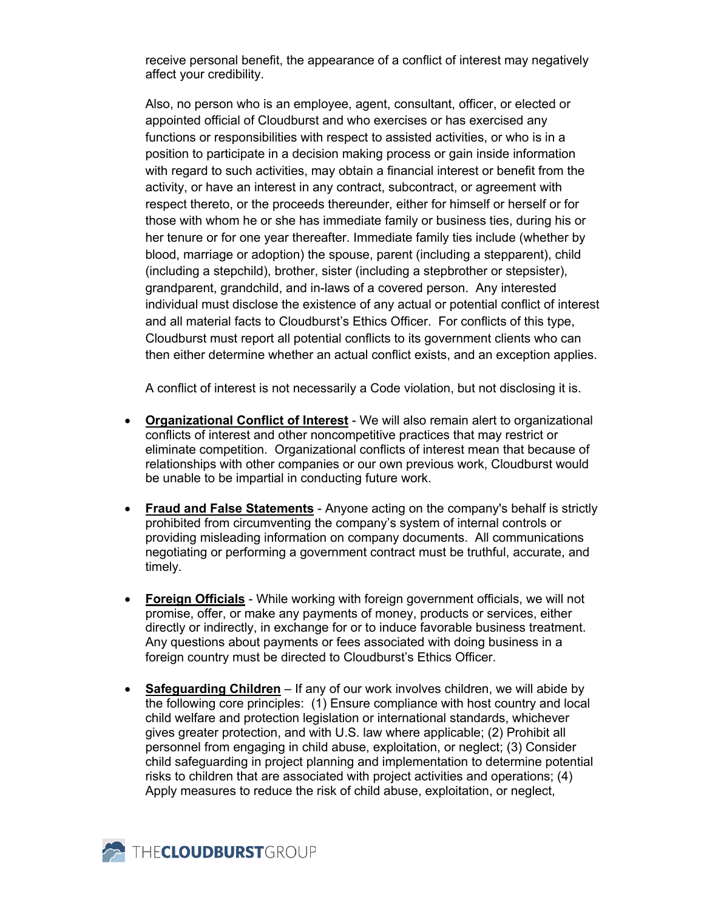receive personal benefit, the appearance of a conflict of interest may negatively affect your credibility.

Also, no person who is an employee, agent, consultant, officer, or elected or appointed official of Cloudburst and who exercises or has exercised any functions or responsibilities with respect to assisted activities, or who is in a position to participate in a decision making process or gain inside information with regard to such activities, may obtain a financial interest or benefit from the activity, or have an interest in any contract, subcontract, or agreement with respect thereto, or the proceeds thereunder, either for himself or herself or for those with whom he or she has immediate family or business ties, during his or her tenure or for one year thereafter. Immediate family ties include (whether by blood, marriage or adoption) the spouse, parent (including a stepparent), child (including a stepchild), brother, sister (including a stepbrother or stepsister), grandparent, grandchild, and in-laws of a covered person. Any interested individual must disclose the existence of any actual or potential conflict of interest and all material facts to Cloudburst's Ethics Officer. For conflicts of this type, Cloudburst must report all potential conflicts to its government clients who can then either determine whether an actual conflict exists, and an exception applies.

A conflict of interest is not necessarily a Code violation, but not disclosing it is.

- **Organizational Conflict of Interest** - We will also remain alert to organizational conflicts of interest and other noncompetitive practices that may restrict or eliminate competition. Organizational conflicts of interest mean that because of relationships with other companies or our own previous work, Cloudburst would be unable to be impartial in conducting future work.

- **Fraud and False Statements** - Anyone acting on the company's behalf is strictly prohibited from circumventing the company's system of internal controls or providing misleading information on company documents. All communications negotiating or performing a government contract must be truthful, accurate, and timely.

- **Foreign Officials** - While working with foreign government officials, we will not promise, offer, or make any payments of money, products or services, either directly or indirectly, in exchange for or to induce favorable business treatment. Any questions about payments or fees associated with doing business in a foreign country must be directed to Cloudburst's Ethics Officer.

- **Safeguarding Children** – If any of our work involves children, we will abide by the following core principles: (1) Ensure compliance with host country and local child welfare and protection legislation or international standards, whichever gives greater protection, and with U.S. law where applicable; (2) Prohibit all personnel from engaging in child abuse, exploitation, or neglect; (3) Consider child safeguarding in project planning and implementation to determine potential risks to children that are associated with project activities and operations; (4) Apply measures to reduce the risk of child abuse, exploitation, or neglect,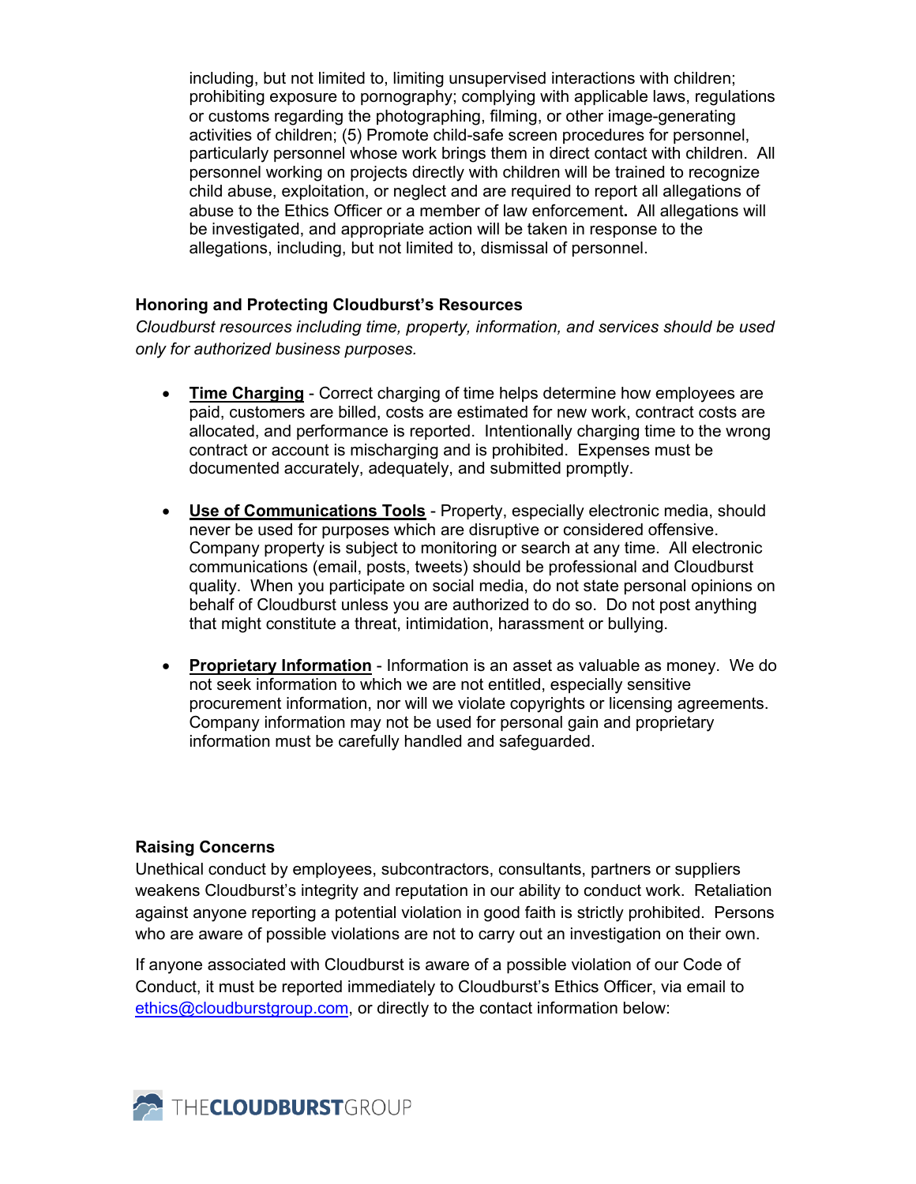including, but not limited to, limiting unsupervised interactions with children; prohibiting exposure to pornography; complying with applicable laws, regulations or customs regarding the photographing, filming, or other image-generating activities of children; (5) Promote child-safe screen procedures for personnel, particularly personnel whose work brings them in direct contact with children. All personnel working on projects directly with children will be trained to recognize child abuse, exploitation, or neglect and are required to report all allegations of abuse to the Ethics Officer or a member of law enforcement**.** All allegations will be investigated, and appropriate action will be taken in response to the allegations, including, but not limited to, dismissal of personnel.

**Honoring and Protecting Cloudburst's Resources**

*Cloudburst resources including time, property, information, and services should be used only for authorized business purposes.*

- **Time Charging** - Correct charging of time helps determine how employees are paid, customers are billed, costs are estimated for new work, contract costs are allocated, and performance is reported. Intentionally charging time to the wrong contract or account is mischarging and is prohibited. Expenses must be documented accurately, adequately, and submitted promptly.

- **Use of Communications Tools** - Property, especially electronic media, should never be used for purposes which are disruptive or considered offensive. Company property is subject to monitoring or search at any time. All electronic communications (email, posts, tweets) should be professional and Cloudburst quality. When you participate on social media, do not state personal opinions on behalf of Cloudburst unless you are authorized to do so. Do not post anything that might constitute a threat, intimidation, harassment or bullying.

- **Proprietary Information** - Information is an asset as valuable as money. We do not seek information to which we are not entitled, especially sensitive procurement information, nor will we violate copyrights or licensing agreements. Company information may not be used for personal gain and proprietary information must be carefully handled and safeguarded.

**Raising Concerns**

Unethical conduct by employees, subcontractors, consultants, partners or suppliers weakens Cloudburst's integrity and reputation in our ability to conduct work. Retaliation against anyone reporting a potential violation in good faith is strictly prohibited. Persons who are aware of possible violations are not to carry out an investigation on their own.

If anyone associated with Cloudburst is aware of a possible violation of our Code of Conduct, it must be reported immediately to Cloudburst's Ethics Officer, via email to ethics@cloudburstgroup.com, or directly to the contact information below: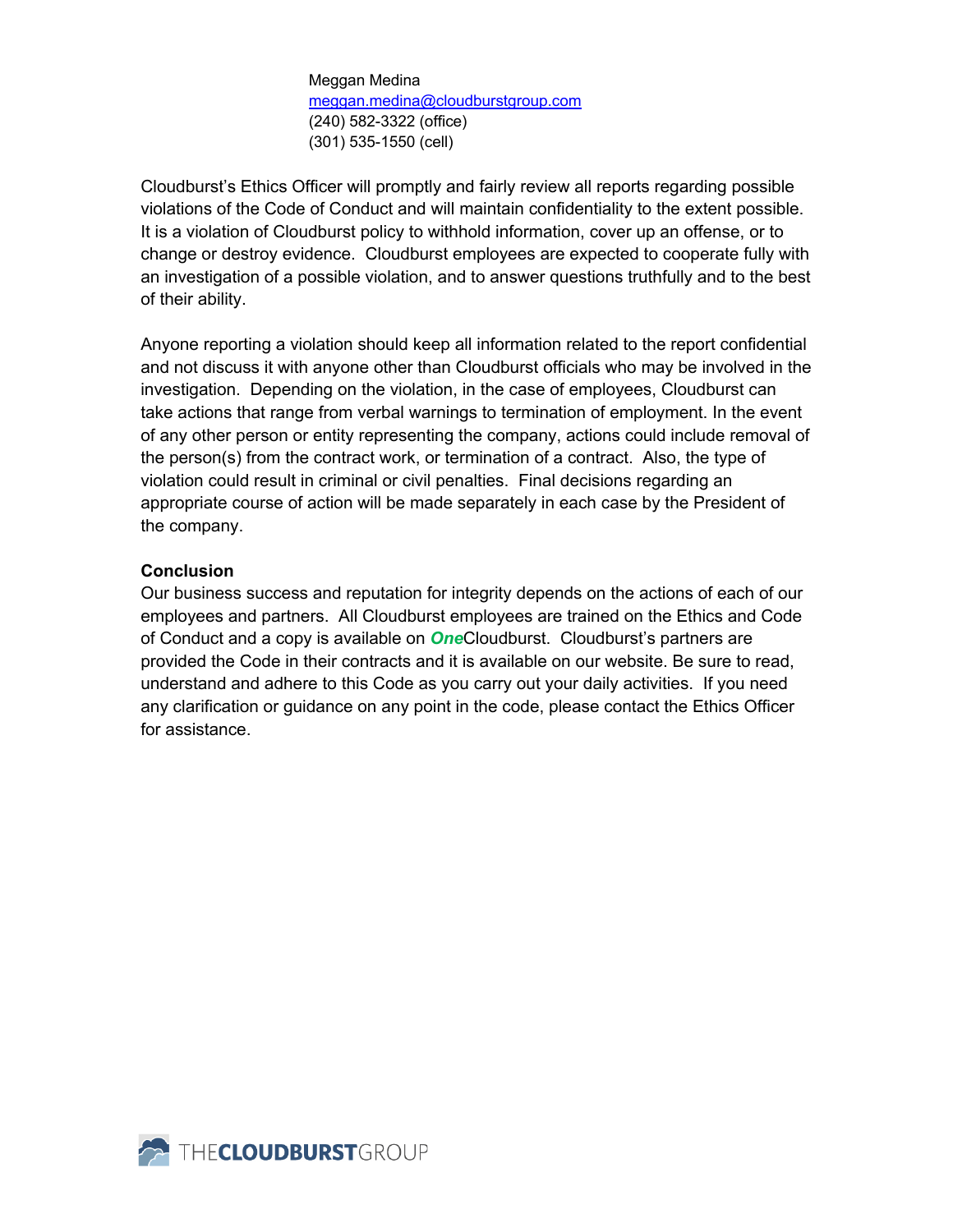Meggan Medina
meggan.medina@cloudburstgroup.com
(240) 582-3322 (office)
(301) 535-1550 (cell)

Cloudburst's Ethics Officer will promptly and fairly review all reports regarding possible violations of the Code of Conduct and will maintain confidentiality to the extent possible. It is a violation of Cloudburst policy to withhold information, cover up an offense, or to change or destroy evidence. Cloudburst employees are expected to cooperate fully with an investigation of a possible violation, and to answer questions truthfully and to the best of their ability.

Anyone reporting a violation should keep all information related to the report confidential and not discuss it with anyone other than Cloudburst officials who may be involved in the investigation. Depending on the violation, in the case of employees, Cloudburst can take actions that range from verbal warnings to termination of employment. In the event of any other person or entity representing the company, actions could include removal of the person(s) from the contract work, or termination of a contract. Also, the type of violation could result in criminal or civil penalties. Final decisions regarding an appropriate course of action will be made separately in each case by the President of the company.

**Conclusion**

Our business success and reputation for integrity depends on the actions of each of our employees and partners. All Cloudburst employees are trained on the Ethics and Code of Conduct and a copy is available on ***One***Cloudburst. Cloudburst's partners are provided the Code in their contracts and it is available on our website. Be sure to read, understand and adhere to this Code as you carry out your daily activities. If you need any clarification or guidance on any point in the code, please contact the Ethics Officer for assistance.